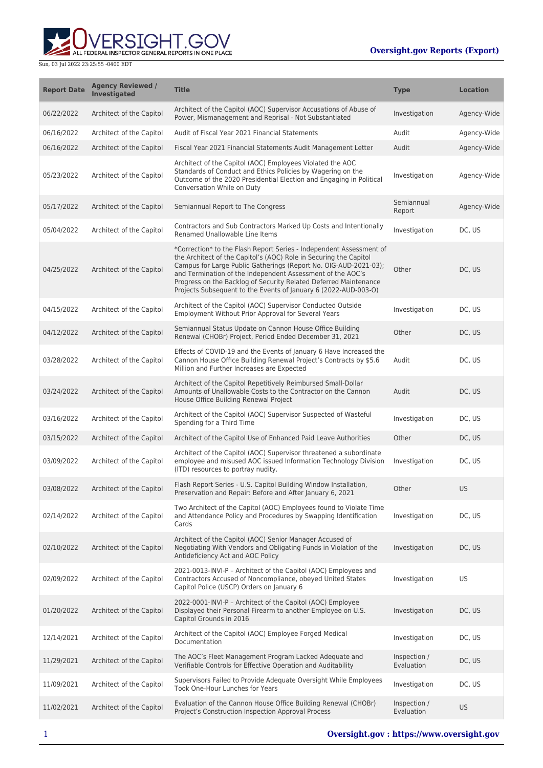# Oversight.gov Reports (Export)

Sun, 03 Jul 2022 23:25:55 -0400 EDT

| Report Date | Agency Reviewed / Investigated | Title | Type | Location |
|---|---|---|---|---|
| 06/22/2022 | Architect of the Capitol | Architect of the Capitol (AOC) Supervisor Accusations of Abuse of Power, Mismanagement and Reprisal - Not Substantiated | Investigation | Agency-Wide |
| 06/16/2022 | Architect of the Capitol | Audit of Fiscal Year 2021 Financial Statements | Audit | Agency-Wide |
| 06/16/2022 | Architect of the Capitol | Fiscal Year 2021 Financial Statements Audit Management Letter | Audit | Agency-Wide |
| 05/23/2022 | Architect of the Capitol | Architect of the Capitol (AOC) Employees Violated the AOC Standards of Conduct and Ethics Policies by Wagering on the Outcome of the 2020 Presidential Election and Engaging in Political Conversation While on Duty | Investigation | Agency-Wide |
| 05/17/2022 | Architect of the Capitol | Semiannual Report to The Congress | Semiannual Report | Agency-Wide |
| 05/04/2022 | Architect of the Capitol | Contractors and Sub Contractors Marked Up Costs and Intentionally Renamed Unallowable Line Items | Investigation | DC, US |
| 04/25/2022 | Architect of the Capitol | *Correction* to the Flash Report Series - Independent Assessment of the Architect of the Capitol's (AOC) Role in Securing the Capitol Campus for Large Public Gatherings (Report No. OIG-AUD-2021-03); and Termination of the Independent Assessment of the AOC's Progress on the Backlog of Security Related Deferred Maintenance Projects Subsequent to the Events of January 6 (2022-AUD-003-O) | Other | DC, US |
| 04/15/2022 | Architect of the Capitol | Architect of the Capitol (AOC) Supervisor Conducted Outside Employment Without Prior Approval for Several Years | Investigation | DC, US |
| 04/12/2022 | Architect of the Capitol | Semiannual Status Update on Cannon House Office Building Renewal (CHOBr) Project, Period Ended December 31, 2021 | Other | DC, US |
| 03/28/2022 | Architect of the Capitol | Effects of COVID-19 and the Events of January 6 Have Increased the Cannon House Office Building Renewal Project's Contracts by $5.6 Million and Further Increases are Expected | Audit | DC, US |
| 03/24/2022 | Architect of the Capitol | Architect of the Capitol Repetitively Reimbursed Small-Dollar Amounts of Unallowable Costs to the Contractor on the Cannon House Office Building Renewal Project | Audit | DC, US |
| 03/16/2022 | Architect of the Capitol | Architect of the Capitol (AOC) Supervisor Suspected of Wasteful Spending for a Third Time | Investigation | DC, US |
| 03/15/2022 | Architect of the Capitol | Architect of the Capitol Use of Enhanced Paid Leave Authorities | Other | DC, US |
| 03/09/2022 | Architect of the Capitol | Architect of the Capitol (AOC) Supervisor threatened a subordinate employee and misused AOC issued Information Technology Division (ITD) resources to portray nudity. | Investigation | DC, US |
| 03/08/2022 | Architect of the Capitol | Flash Report Series - U.S. Capitol Building Window Installation, Preservation and Repair: Before and After January 6, 2021 | Other | US |
| 02/14/2022 | Architect of the Capitol | Two Architect of the Capitol (AOC) Employees found to Violate Time and Attendance Policy and Procedures by Swapping Identification Cards | Investigation | DC, US |
| 02/10/2022 | Architect of the Capitol | Architect of the Capitol (AOC) Senior Manager Accused of Negotiating With Vendors and Obligating Funds in Violation of the Antideficiency Act and AOC Policy | Investigation | DC, US |
| 02/09/2022 | Architect of the Capitol | 2021-0013-INVI-P – Architect of the Capitol (AOC) Employees and Contractors Accused of Noncompliance, obeyed United States Capitol Police (USCP) Orders on January 6 | Investigation | US |
| 01/20/2022 | Architect of the Capitol | 2022-0001-INVI-P – Architect of the Capitol (AOC) Employee Displayed their Personal Firearm to another Employee on U.S. Capitol Grounds in 2016 | Investigation | DC, US |
| 12/14/2021 | Architect of the Capitol | Architect of the Capitol (AOC) Employee Forged Medical Documentation | Investigation | DC, US |
| 11/29/2021 | Architect of the Capitol | The AOC's Fleet Management Program Lacked Adequate and Verifiable Controls for Effective Operation and Auditability | Inspection / Evaluation | DC, US |
| 11/09/2021 | Architect of the Capitol | Supervisors Failed to Provide Adequate Oversight While Employees Took One-Hour Lunches for Years | Investigation | DC, US |
| 11/02/2021 | Architect of the Capitol | Evaluation of the Cannon House Office Building Renewal (CHOBr) Project's Construction Inspection Approval Process | Inspection / Evaluation | US |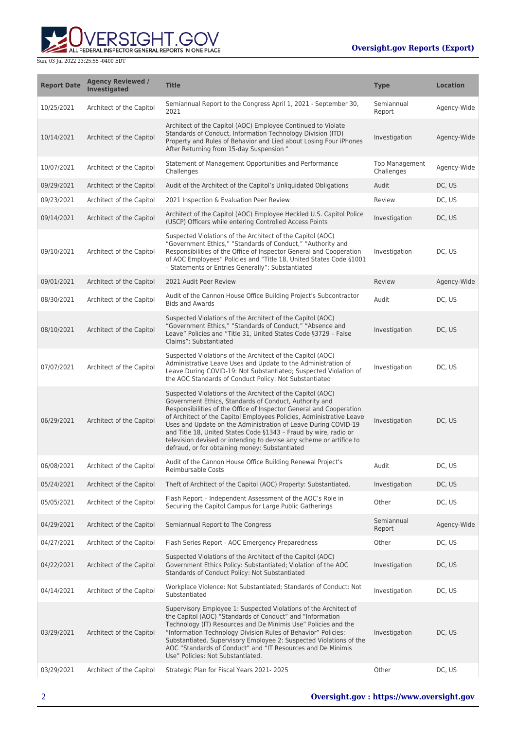| Report Date | Agency Reviewed / Investigated | Title | Type | Location |
| --- | --- | --- | --- | --- |
| 10/25/2021 | Architect of the Capitol | Semiannual Report to the Congress April 1, 2021 - September 30, 2021 | Semiannual Report | Agency-Wide |
| 10/14/2021 | Architect of the Capitol | Architect of the Capitol (AOC) Employee Continued to Violate Standards of Conduct, Information Technology Division (ITD) Property and Rules of Behavior and Lied about Losing Four iPhones After Returning from 15-day Suspension " | Investigation | Agency-Wide |
| 10/07/2021 | Architect of the Capitol | Statement of Management Opportunities and Performance Challenges | Top Management Challenges | Agency-Wide |
| 09/29/2021 | Architect of the Capitol | Audit of the Architect of the Capitol's Unliquidated Obligations | Audit | DC, US |
| 09/23/2021 | Architect of the Capitol | 2021 Inspection & Evaluation Peer Review | Review | DC, US |
| 09/14/2021 | Architect of the Capitol | Architect of the Capitol (AOC) Employee Heckled U.S. Capitol Police (USCP) Officers while entering Controlled Access Points | Investigation | DC, US |
| 09/10/2021 | Architect of the Capitol | Suspected Violations of the Architect of the Capitol (AOC) "Government Ethics," "Standards of Conduct," "Authority and Responsibilities of the Office of Inspector General and Cooperation of AOC Employees" Policies and "Title 18, United States Code §1001 – Statements or Entries Generally": Substantiated | Investigation | DC, US |
| 09/01/2021 | Architect of the Capitol | 2021 Audit Peer Review | Review | Agency-Wide |
| 08/30/2021 | Architect of the Capitol | Audit of the Cannon House Office Building Project's Subcontractor Bids and Awards | Audit | DC, US |
| 08/10/2021 | Architect of the Capitol | Suspected Violations of the Architect of the Capitol (AOC) "Government Ethics," "Standards of Conduct," "Absence and Leave" Policies and "Title 31, United States Code §3729 – False Claims": Substantiated | Investigation | DC, US |
| 07/07/2021 | Architect of the Capitol | Suspected Violations of the Architect of the Capitol (AOC) Administrative Leave Uses and Update to the Administration of Leave During COVID-19: Not Substantiated; Suspected Violation of the AOC Standards of Conduct Policy: Not Substantiated | Investigation | DC, US |
| 06/29/2021 | Architect of the Capitol | Suspected Violations of the Architect of the Capitol (AOC) Government Ethics, Standards of Conduct, Authority and Responsibilities of the Office of Inspector General and Cooperation of Architect of the Capitol Employees Policies, Administrative Leave Uses and Update on the Administration of Leave During COVID-19 and Title 18, United States Code §1343 – Fraud by wire, radio or television devised or intending to devise any scheme or artifice to defraud, or for obtaining money: Substantiated | Investigation | DC, US |
| 06/08/2021 | Architect of the Capitol | Audit of the Cannon House Office Building Renewal Project's Reimbursable Costs | Audit | DC, US |
| 05/24/2021 | Architect of the Capitol | Theft of Architect of the Capitol (AOC) Property: Substantiated. | Investigation | DC, US |
| 05/05/2021 | Architect of the Capitol | Flash Report – Independent Assessment of the AOC's Role in Securing the Capitol Campus for Large Public Gatherings | Other | DC, US |
| 04/29/2021 | Architect of the Capitol | Semiannual Report to The Congress | Semiannual Report | Agency-Wide |
| 04/27/2021 | Architect of the Capitol | Flash Series Report - AOC Emergency Preparedness | Other | DC, US |
| 04/22/2021 | Architect of the Capitol | Suspected Violations of the Architect of the Capitol (AOC) Government Ethics Policy: Substantiated; Violation of the AOC Standards of Conduct Policy: Not Substantiated | Investigation | DC, US |
| 04/14/2021 | Architect of the Capitol | Workplace Violence: Not Substantiated; Standards of Conduct: Not Substantiated | Investigation | DC, US |
| 03/29/2021 | Architect of the Capitol | Supervisory Employee 1: Suspected Violations of the Architect of the Capitol (AOC) "Standards of Conduct" and "Information Technology (IT) Resources and De Minimis Use" Policies and the "Information Technology Division Rules of Behavior" Policies: Substantiated. Supervisory Employee 2: Suspected Violations of the AOC "Standards of Conduct" and "IT Resources and De Minimis Use" Policies: Not Substantiated. | Investigation | DC, US |
| 03/29/2021 | Architect of the Capitol | Strategic Plan for Fiscal Years 2021- 2025 | Other | DC, US |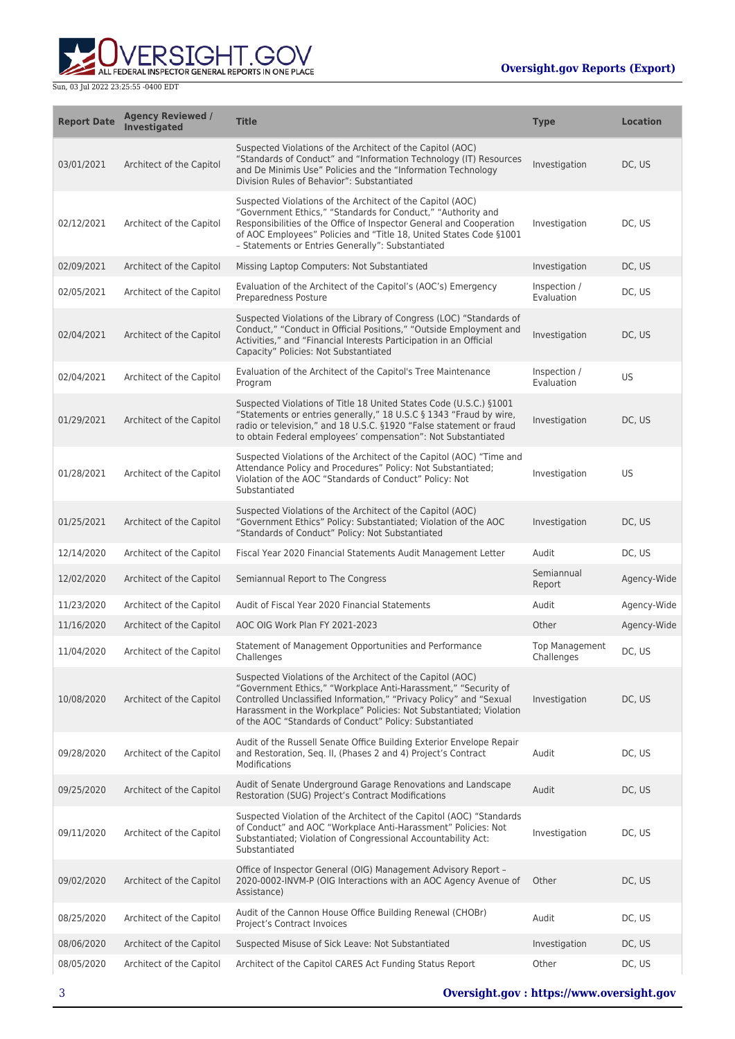| Report Date | Agency Reviewed / Investigated | Title | Type | Location |
| --- | --- | --- | --- | --- |
| 03/01/2021 | Architect of the Capitol | Suspected Violations of the Architect of the Capitol (AOC) "Standards of Conduct" and "Information Technology (IT) Resources and De Minimis Use" Policies and the "Information Technology Division Rules of Behavior": Substantiated | Investigation | DC, US |
| 02/12/2021 | Architect of the Capitol | Suspected Violations of the Architect of the Capitol (AOC) "Government Ethics," "Standards for Conduct," "Authority and Responsibilities of the Office of Inspector General and Cooperation of AOC Employees" Policies and "Title 18, United States Code §1001 – Statements or Entries Generally": Substantiated | Investigation | DC, US |
| 02/09/2021 | Architect of the Capitol | Missing Laptop Computers: Not Substantiated | Investigation | DC, US |
| 02/05/2021 | Architect of the Capitol | Evaluation of the Architect of the Capitol's (AOC's) Emergency Preparedness Posture | Inspection / Evaluation | DC, US |
| 02/04/2021 | Architect of the Capitol | Suspected Violations of the Library of Congress (LOC) "Standards of Conduct," "Conduct in Official Positions," "Outside Employment and Activities," and "Financial Interests Participation in an Official Capacity" Policies: Not Substantiated | Investigation | DC, US |
| 02/04/2021 | Architect of the Capitol | Evaluation of the Architect of the Capitol's Tree Maintenance Program | Inspection / Evaluation | US |
| 01/29/2021 | Architect of the Capitol | Suspected Violations of Title 18 United States Code (U.S.C.) §1001 "Statements or entries generally," 18 U.S.C § 1343 "Fraud by wire, radio or television," and 18 U.S.C. §1920 "False statement or fraud to obtain Federal employees' compensation": Not Substantiated | Investigation | DC, US |
| 01/28/2021 | Architect of the Capitol | Suspected Violations of the Architect of the Capitol (AOC) "Time and Attendance Policy and Procedures" Policy: Not Substantiated; Violation of the AOC "Standards of Conduct" Policy: Not Substantiated | Investigation | US |
| 01/25/2021 | Architect of the Capitol | Suspected Violations of the Architect of the Capitol (AOC) "Government Ethics" Policy: Substantiated; Violation of the AOC "Standards of Conduct" Policy: Not Substantiated | Investigation | DC, US |
| 12/14/2020 | Architect of the Capitol | Fiscal Year 2020 Financial Statements Audit Management Letter | Audit | DC, US |
| 12/02/2020 | Architect of the Capitol | Semiannual Report to The Congress | Semiannual Report | Agency-Wide |
| 11/23/2020 | Architect of the Capitol | Audit of Fiscal Year 2020 Financial Statements | Audit | Agency-Wide |
| 11/16/2020 | Architect of the Capitol | AOC OIG Work Plan FY 2021-2023 | Other | Agency-Wide |
| 11/04/2020 | Architect of the Capitol | Statement of Management Opportunities and Performance Challenges | Top Management Challenges | DC, US |
| 10/08/2020 | Architect of the Capitol | Suspected Violations of the Architect of the Capitol (AOC) "Government Ethics," "Workplace Anti-Harassment," "Security of Controlled Unclassified Information," "Privacy Policy" and "Sexual Harassment in the Workplace" Policies: Not Substantiated; Violation of the AOC "Standards of Conduct" Policy: Substantiated | Investigation | DC, US |
| 09/28/2020 | Architect of the Capitol | Audit of the Russell Senate Office Building Exterior Envelope Repair and Restoration, Seq. II, (Phases 2 and 4) Project's Contract Modifications | Audit | DC, US |
| 09/25/2020 | Architect of the Capitol | Audit of Senate Underground Garage Renovations and Landscape Restoration (SUG) Project's Contract Modifications | Audit | DC, US |
| 09/11/2020 | Architect of the Capitol | Suspected Violation of the Architect of the Capitol (AOC) "Standards of Conduct" and AOC "Workplace Anti-Harassment" Policies: Not Substantiated; Violation of Congressional Accountability Act: Substantiated | Investigation | DC, US |
| 09/02/2020 | Architect of the Capitol | Office of Inspector General (OIG) Management Advisory Report – 2020-0002-INVM-P (OIG Interactions with an AOC Agency Avenue of Assistance) | Other | DC, US |
| 08/25/2020 | Architect of the Capitol | Audit of the Cannon House Office Building Renewal (CHOBr) Project's Contract Invoices | Audit | DC, US |
| 08/06/2020 | Architect of the Capitol | Suspected Misuse of Sick Leave: Not Substantiated | Investigation | DC, US |
| 08/05/2020 | Architect of the Capitol | Architect of the Capitol CARES Act Funding Status Report | Other | DC, US |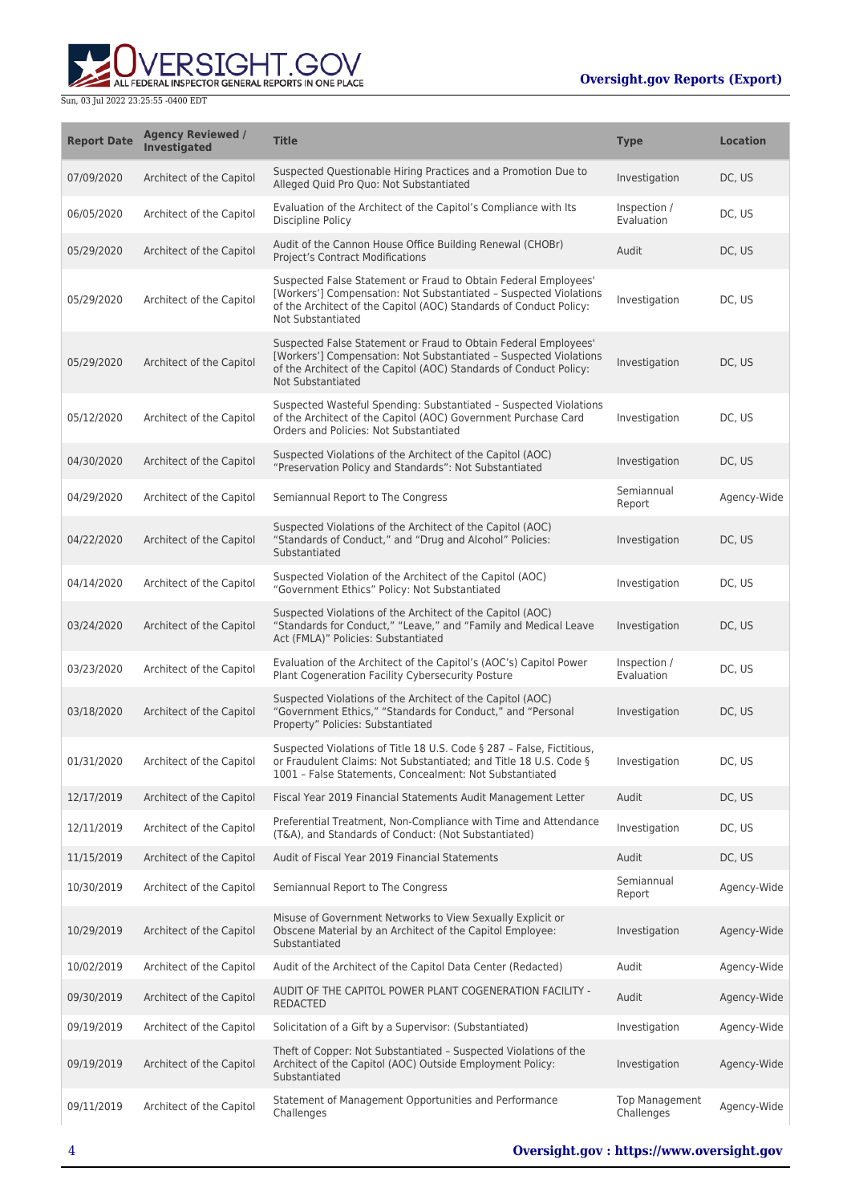| Report Date | Agency Reviewed / Investigated | Title | Type | Location |
| --- | --- | --- | --- | --- |
| 07/09/2020 | Architect of the Capitol | Suspected Questionable Hiring Practices and a Promotion Due to Alleged Quid Pro Quo: Not Substantiated | Investigation | DC, US |
| 06/05/2020 | Architect of the Capitol | Evaluation of the Architect of the Capitol's Compliance with Its Discipline Policy | Inspection / Evaluation | DC, US |
| 05/29/2020 | Architect of the Capitol | Audit of the Cannon House Office Building Renewal (CHOBr) Project's Contract Modifications | Audit | DC, US |
| 05/29/2020 | Architect of the Capitol | Suspected False Statement or Fraud to Obtain Federal Employees' [Workers'] Compensation: Not Substantiated – Suspected Violations of the Architect of the Capitol (AOC) Standards of Conduct Policy: Not Substantiated | Investigation | DC, US |
| 05/29/2020 | Architect of the Capitol | Suspected False Statement or Fraud to Obtain Federal Employees' [Workers'] Compensation: Not Substantiated – Suspected Violations of the Architect of the Capitol (AOC) Standards of Conduct Policy: Not Substantiated | Investigation | DC, US |
| 05/12/2020 | Architect of the Capitol | Suspected Wasteful Spending: Substantiated – Suspected Violations of the Architect of the Capitol (AOC) Government Purchase Card Orders and Policies: Not Substantiated | Investigation | DC, US |
| 04/30/2020 | Architect of the Capitol | Suspected Violations of the Architect of the Capitol (AOC) "Preservation Policy and Standards": Not Substantiated | Investigation | DC, US |
| 04/29/2020 | Architect of the Capitol | Semiannual Report to The Congress | Semiannual Report | Agency-Wide |
| 04/22/2020 | Architect of the Capitol | Suspected Violations of the Architect of the Capitol (AOC) "Standards of Conduct," and "Drug and Alcohol" Policies: Substantiated | Investigation | DC, US |
| 04/14/2020 | Architect of the Capitol | Suspected Violation of the Architect of the Capitol (AOC) "Government Ethics" Policy: Not Substantiated | Investigation | DC, US |
| 03/24/2020 | Architect of the Capitol | Suspected Violations of the Architect of the Capitol (AOC) "Standards for Conduct," "Leave," and "Family and Medical Leave Act (FMLA)" Policies: Substantiated | Investigation | DC, US |
| 03/23/2020 | Architect of the Capitol | Evaluation of the Architect of the Capitol's (AOC's) Capitol Power Plant Cogeneration Facility Cybersecurity Posture | Inspection / Evaluation | DC, US |
| 03/18/2020 | Architect of the Capitol | Suspected Violations of the Architect of the Capitol (AOC) "Government Ethics," "Standards for Conduct," and "Personal Property" Policies: Substantiated | Investigation | DC, US |
| 01/31/2020 | Architect of the Capitol | Suspected Violations of Title 18 U.S. Code § 287 – False, Fictitious, or Fraudulent Claims: Not Substantiated; and Title 18 U.S. Code § 1001 – False Statements, Concealment: Not Substantiated | Investigation | DC, US |
| 12/17/2019 | Architect of the Capitol | Fiscal Year 2019 Financial Statements Audit Management Letter | Audit | DC, US |
| 12/11/2019 | Architect of the Capitol | Preferential Treatment, Non-Compliance with Time and Attendance (T&A), and Standards of Conduct: (Not Substantiated) | Investigation | DC, US |
| 11/15/2019 | Architect of the Capitol | Audit of Fiscal Year 2019 Financial Statements | Audit | DC, US |
| 10/30/2019 | Architect of the Capitol | Semiannual Report to The Congress | Semiannual Report | Agency-Wide |
| 10/29/2019 | Architect of the Capitol | Misuse of Government Networks to View Sexually Explicit or Obscene Material by an Architect of the Capitol Employee: Substantiated | Investigation | Agency-Wide |
| 10/02/2019 | Architect of the Capitol | Audit of the Architect of the Capitol Data Center (Redacted) | Audit | Agency-Wide |
| 09/30/2019 | Architect of the Capitol | AUDIT OF THE CAPITOL POWER PLANT COGENERATION FACILITY - REDACTED | Audit | Agency-Wide |
| 09/19/2019 | Architect of the Capitol | Solicitation of a Gift by a Supervisor: (Substantiated) | Investigation | Agency-Wide |
| 09/19/2019 | Architect of the Capitol | Theft of Copper: Not Substantiated – Suspected Violations of the Architect of the Capitol (AOC) Outside Employment Policy: Substantiated | Investigation | Agency-Wide |
| 09/11/2019 | Architect of the Capitol | Statement of Management Opportunities and Performance Challenges | Top Management Challenges | Agency-Wide |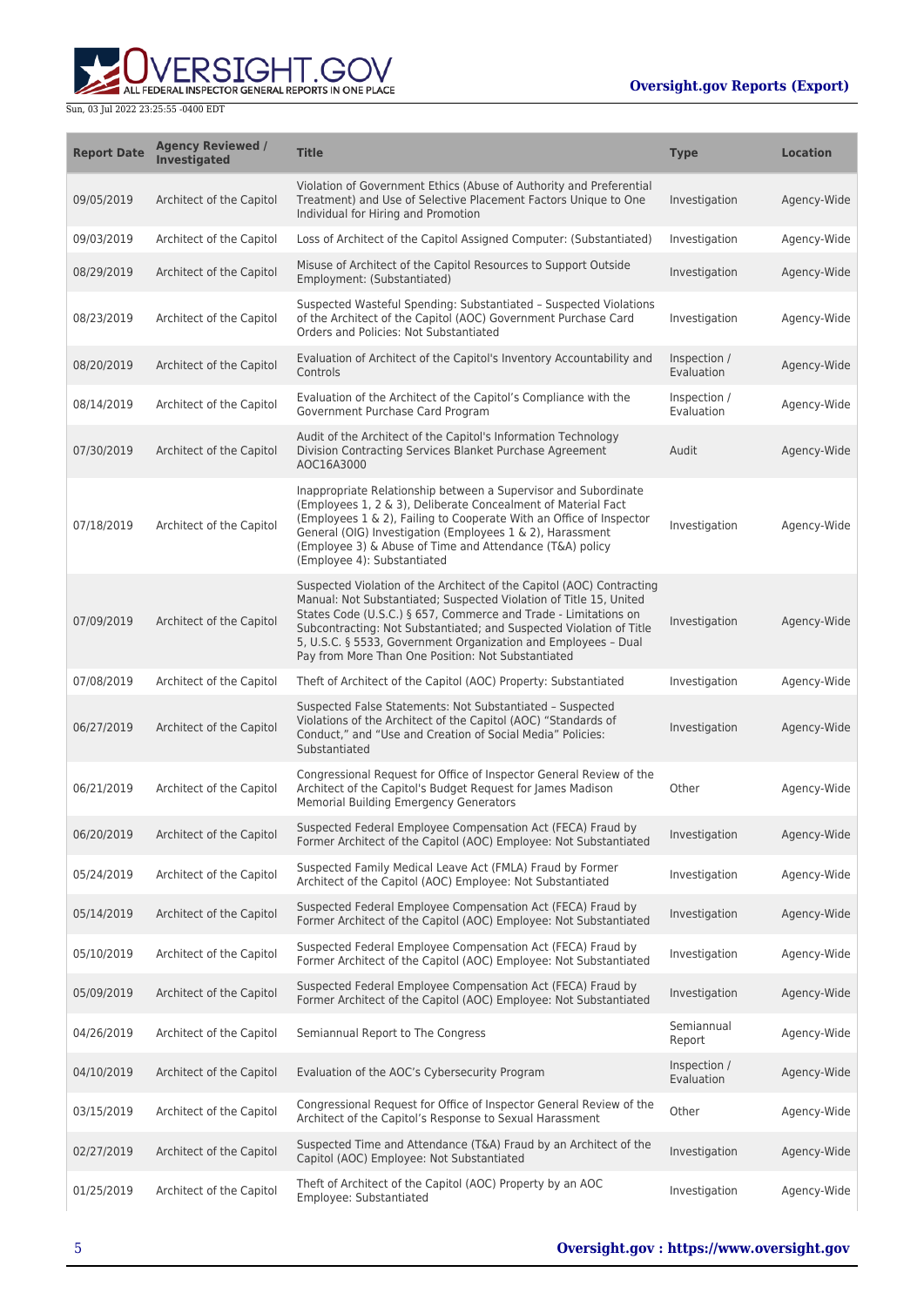| Report Date | Agency Reviewed / Investigated | Title | Type | Location |
| --- | --- | --- | --- | --- |
| 09/05/2019 | Architect of the Capitol | Violation of Government Ethics (Abuse of Authority and Preferential Treatment) and Use of Selective Placement Factors Unique to One Individual for Hiring and Promotion | Investigation | Agency-Wide |
| 09/03/2019 | Architect of the Capitol | Loss of Architect of the Capitol Assigned Computer: (Substantiated) | Investigation | Agency-Wide |
| 08/29/2019 | Architect of the Capitol | Misuse of Architect of the Capitol Resources to Support Outside Employment: (Substantiated) | Investigation | Agency-Wide |
| 08/23/2019 | Architect of the Capitol | Suspected Wasteful Spending: Substantiated – Suspected Violations of the Architect of the Capitol (AOC) Government Purchase Card Orders and Policies: Not Substantiated | Investigation | Agency-Wide |
| 08/20/2019 | Architect of the Capitol | Evaluation of Architect of the Capitol's Inventory Accountability and Controls | Inspection / Evaluation | Agency-Wide |
| 08/14/2019 | Architect of the Capitol | Evaluation of the Architect of the Capitol's Compliance with the Government Purchase Card Program | Inspection / Evaluation | Agency-Wide |
| 07/30/2019 | Architect of the Capitol | Audit of the Architect of the Capitol's Information Technology Division Contracting Services Blanket Purchase Agreement AOC16A3000 | Audit | Agency-Wide |
| 07/18/2019 | Architect of the Capitol | Inappropriate Relationship between a Supervisor and Subordinate (Employees 1, 2 & 3), Deliberate Concealment of Material Fact (Employees 1 & 2), Failing to Cooperate With an Office of Inspector General (OIG) Investigation (Employees 1 & 2), Harassment (Employee 3) & Abuse of Time and Attendance (T&A) policy (Employee 4): Substantiated | Investigation | Agency-Wide |
| 07/09/2019 | Architect of the Capitol | Suspected Violation of the Architect of the Capitol (AOC) Contracting Manual: Not Substantiated; Suspected Violation of Title 15, United States Code (U.S.C.) § 657, Commerce and Trade - Limitations on Subcontracting: Not Substantiated; and Suspected Violation of Title 5, U.S.C. § 5533, Government Organization and Employees – Dual Pay from More Than One Position: Not Substantiated | Investigation | Agency-Wide |
| 07/08/2019 | Architect of the Capitol | Theft of Architect of the Capitol (AOC) Property: Substantiated | Investigation | Agency-Wide |
| 06/27/2019 | Architect of the Capitol | Suspected False Statements: Not Substantiated – Suspected Violations of the Architect of the Capitol (AOC) "Standards of Conduct," and "Use and Creation of Social Media" Policies: Substantiated | Investigation | Agency-Wide |
| 06/21/2019 | Architect of the Capitol | Congressional Request for Office of Inspector General Review of the Architect of the Capitol's Budget Request for James Madison Memorial Building Emergency Generators | Other | Agency-Wide |
| 06/20/2019 | Architect of the Capitol | Suspected Federal Employee Compensation Act (FECA) Fraud by Former Architect of the Capitol (AOC) Employee: Not Substantiated | Investigation | Agency-Wide |
| 05/24/2019 | Architect of the Capitol | Suspected Family Medical Leave Act (FMLA) Fraud by Former Architect of the Capitol (AOC) Employee: Not Substantiated | Investigation | Agency-Wide |
| 05/14/2019 | Architect of the Capitol | Suspected Federal Employee Compensation Act (FECA) Fraud by Former Architect of the Capitol (AOC) Employee: Not Substantiated | Investigation | Agency-Wide |
| 05/10/2019 | Architect of the Capitol | Suspected Federal Employee Compensation Act (FECA) Fraud by Former Architect of the Capitol (AOC) Employee: Not Substantiated | Investigation | Agency-Wide |
| 05/09/2019 | Architect of the Capitol | Suspected Federal Employee Compensation Act (FECA) Fraud by Former Architect of the Capitol (AOC) Employee: Not Substantiated | Investigation | Agency-Wide |
| 04/26/2019 | Architect of the Capitol | Semiannual Report to The Congress | Semiannual Report | Agency-Wide |
| 04/10/2019 | Architect of the Capitol | Evaluation of the AOC's Cybersecurity Program | Inspection / Evaluation | Agency-Wide |
| 03/15/2019 | Architect of the Capitol | Congressional Request for Office of Inspector General Review of the Architect of the Capitol's Response to Sexual Harassment | Other | Agency-Wide |
| 02/27/2019 | Architect of the Capitol | Suspected Time and Attendance (T&A) Fraud by an Architect of the Capitol (AOC) Employee: Not Substantiated | Investigation | Agency-Wide |
| 01/25/2019 | Architect of the Capitol | Theft of Architect of the Capitol (AOC) Property by an AOC Employee: Substantiated | Investigation | Agency-Wide |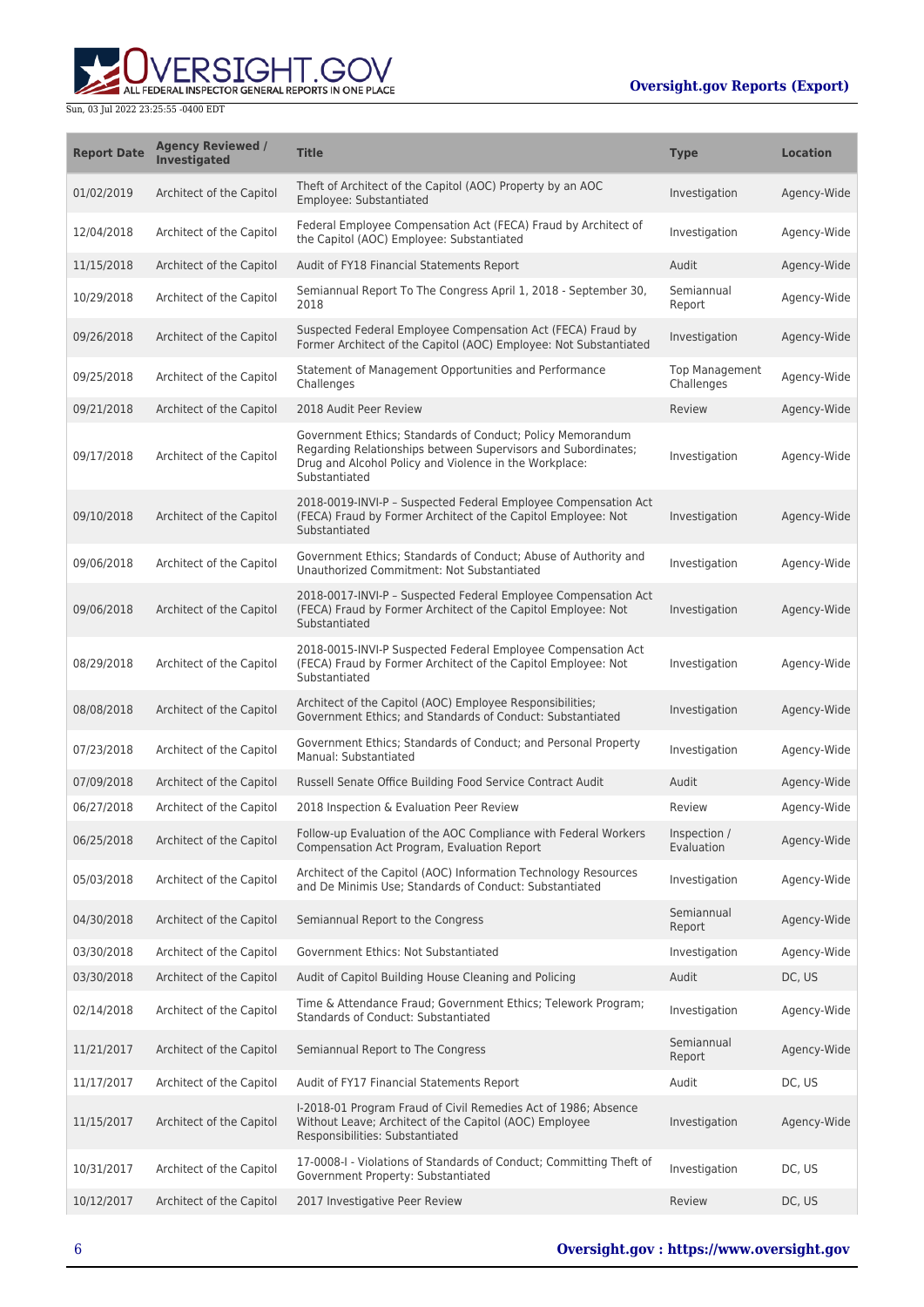| Report Date | Agency Reviewed / Investigated | Title | Type | Location |
|---|---|---|---|---|
| 01/02/2019 | Architect of the Capitol | Theft of Architect of the Capitol (AOC) Property by an AOC Employee: Substantiated | Investigation | Agency-Wide |
| 12/04/2018 | Architect of the Capitol | Federal Employee Compensation Act (FECA) Fraud by Architect of the Capitol (AOC) Employee: Substantiated | Investigation | Agency-Wide |
| 11/15/2018 | Architect of the Capitol | Audit of FY18 Financial Statements Report | Audit | Agency-Wide |
| 10/29/2018 | Architect of the Capitol | Semiannual Report To The Congress April 1, 2018 - September 30, 2018 | Semiannual Report | Agency-Wide |
| 09/26/2018 | Architect of the Capitol | Suspected Federal Employee Compensation Act (FECA) Fraud by Former Architect of the Capitol (AOC) Employee: Not Substantiated | Investigation | Agency-Wide |
| 09/25/2018 | Architect of the Capitol | Statement of Management Opportunities and Performance Challenges | Top Management Challenges | Agency-Wide |
| 09/21/2018 | Architect of the Capitol | 2018 Audit Peer Review | Review | Agency-Wide |
| 09/17/2018 | Architect of the Capitol | Government Ethics; Standards of Conduct; Policy Memorandum Regarding Relationships between Supervisors and Subordinates; Drug and Alcohol Policy and Violence in the Workplace: Substantiated | Investigation | Agency-Wide |
| 09/10/2018 | Architect of the Capitol | 2018-0019-INVI-P – Suspected Federal Employee Compensation Act (FECA) Fraud by Former Architect of the Capitol Employee: Not Substantiated | Investigation | Agency-Wide |
| 09/06/2018 | Architect of the Capitol | Government Ethics; Standards of Conduct; Abuse of Authority and Unauthorized Commitment: Not Substantiated | Investigation | Agency-Wide |
| 09/06/2018 | Architect of the Capitol | 2018-0017-INVI-P – Suspected Federal Employee Compensation Act (FECA) Fraud by Former Architect of the Capitol Employee: Not Substantiated | Investigation | Agency-Wide |
| 08/29/2018 | Architect of the Capitol | 2018-0015-INVI-P Suspected Federal Employee Compensation Act (FECA) Fraud by Former Architect of the Capitol Employee: Not Substantiated | Investigation | Agency-Wide |
| 08/08/2018 | Architect of the Capitol | Architect of the Capitol (AOC) Employee Responsibilities; Government Ethics; and Standards of Conduct: Substantiated | Investigation | Agency-Wide |
| 07/23/2018 | Architect of the Capitol | Government Ethics; Standards of Conduct; and Personal Property Manual: Substantiated | Investigation | Agency-Wide |
| 07/09/2018 | Architect of the Capitol | Russell Senate Office Building Food Service Contract Audit | Audit | Agency-Wide |
| 06/27/2018 | Architect of the Capitol | 2018 Inspection & Evaluation Peer Review | Review | Agency-Wide |
| 06/25/2018 | Architect of the Capitol | Follow-up Evaluation of the AOC Compliance with Federal Workers Compensation Act Program, Evaluation Report | Inspection / Evaluation | Agency-Wide |
| 05/03/2018 | Architect of the Capitol | Architect of the Capitol (AOC) Information Technology Resources and De Minimis Use; Standards of Conduct: Substantiated | Investigation | Agency-Wide |
| 04/30/2018 | Architect of the Capitol | Semiannual Report to the Congress | Semiannual Report | Agency-Wide |
| 03/30/2018 | Architect of the Capitol | Government Ethics: Not Substantiated | Investigation | Agency-Wide |
| 03/30/2018 | Architect of the Capitol | Audit of Capitol Building House Cleaning and Policing | Audit | DC, US |
| 02/14/2018 | Architect of the Capitol | Time & Attendance Fraud; Government Ethics; Telework Program; Standards of Conduct: Substantiated | Investigation | Agency-Wide |
| 11/21/2017 | Architect of the Capitol | Semiannual Report to The Congress | Semiannual Report | Agency-Wide |
| 11/17/2017 | Architect of the Capitol | Audit of FY17 Financial Statements Report | Audit | DC, US |
| 11/15/2017 | Architect of the Capitol | I-2018-01 Program Fraud of Civil Remedies Act of 1986; Absence Without Leave; Architect of the Capitol (AOC) Employee Responsibilities: Substantiated | Investigation | Agency-Wide |
| 10/31/2017 | Architect of the Capitol | 17-0008-I - Violations of Standards of Conduct; Committing Theft of Government Property: Substantiated | Investigation | DC, US |
| 10/12/2017 | Architect of the Capitol | 2017 Investigative Peer Review | Review | DC, US |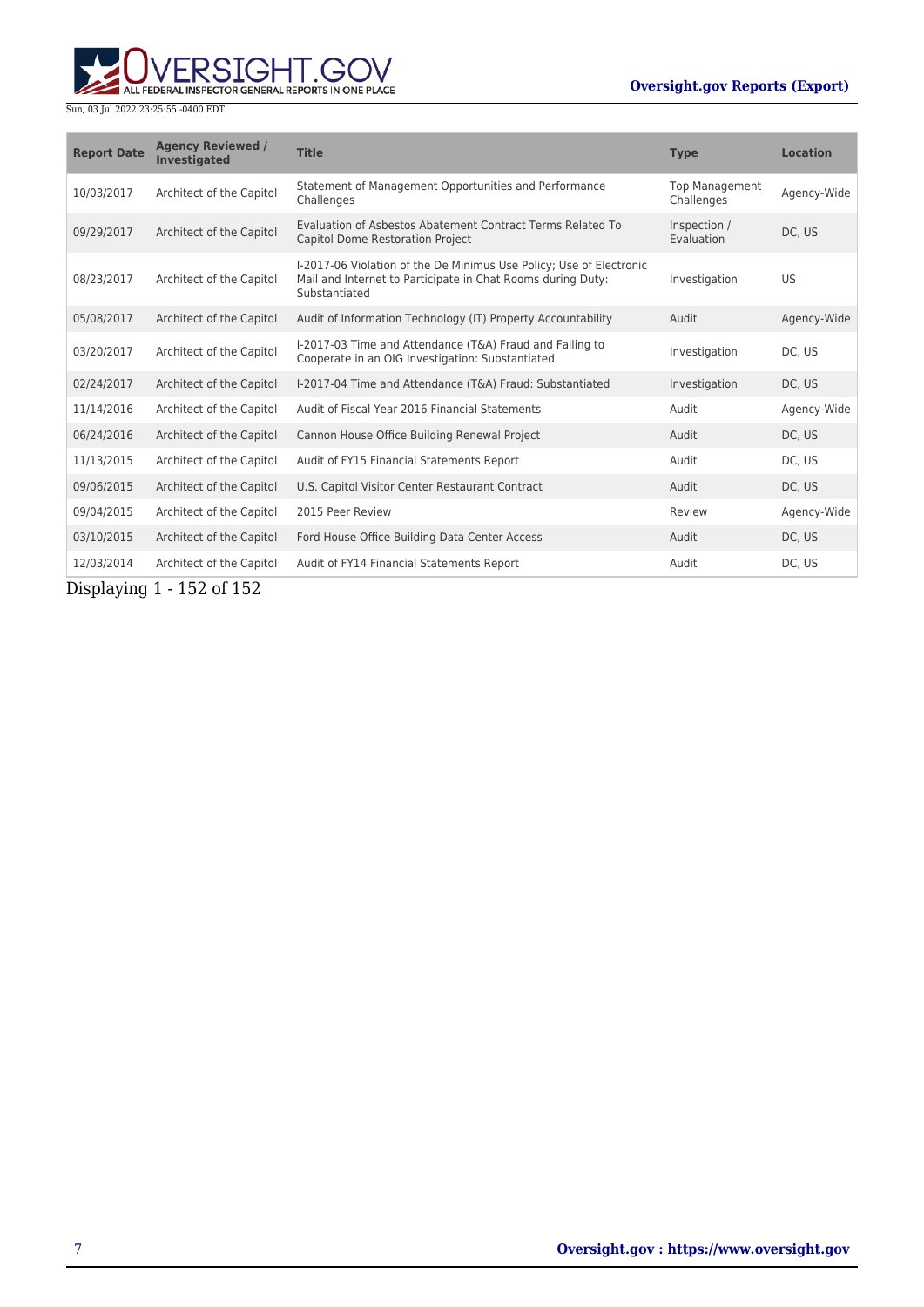| Report Date | Agency Reviewed / Investigated | Title | Type | Location |
| --- | --- | --- | --- | --- |
| 10/03/2017 | Architect of the Capitol | Statement of Management Opportunities and Performance Challenges | Top Management Challenges | Agency-Wide |
| 09/29/2017 | Architect of the Capitol | Evaluation of Asbestos Abatement Contract Terms Related To Capitol Dome Restoration Project | Inspection / Evaluation | DC, US |
| 08/23/2017 | Architect of the Capitol | I-2017-06 Violation of the De Minimus Use Policy; Use of Electronic Mail and Internet to Participate in Chat Rooms during Duty: Substantiated | Investigation | US |
| 05/08/2017 | Architect of the Capitol | Audit of Information Technology (IT) Property Accountability | Audit | Agency-Wide |
| 03/20/2017 | Architect of the Capitol | I-2017-03 Time and Attendance (T&A) Fraud and Failing to Cooperate in an OIG Investigation: Substantiated | Investigation | DC, US |
| 02/24/2017 | Architect of the Capitol | I-2017-04 Time and Attendance (T&A) Fraud: Substantiated | Investigation | DC, US |
| 11/14/2016 | Architect of the Capitol | Audit of Fiscal Year 2016 Financial Statements | Audit | Agency-Wide |
| 06/24/2016 | Architect of the Capitol | Cannon House Office Building Renewal Project | Audit | DC, US |
| 11/13/2015 | Architect of the Capitol | Audit of FY15 Financial Statements Report | Audit | DC, US |
| 09/06/2015 | Architect of the Capitol | U.S. Capitol Visitor Center Restaurant Contract | Audit | DC, US |
| 09/04/2015 | Architect of the Capitol | 2015 Peer Review | Review | Agency-Wide |
| 03/10/2015 | Architect of the Capitol | Ford House Office Building Data Center Access | Audit | DC, US |
| 12/03/2014 | Architect of the Capitol | Audit of FY14 Financial Statements Report | Audit | DC, US |

Displaying 1 - 152 of 152